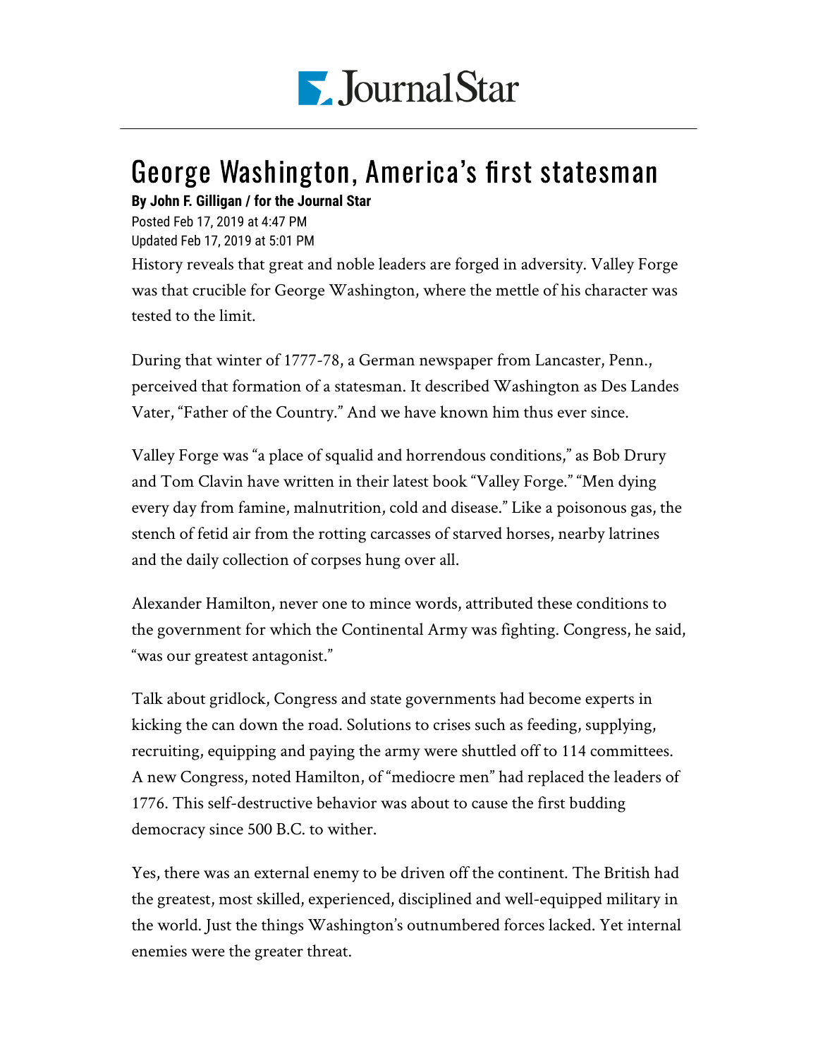Journal Star

# George Washington, America's first statesman

**By John F. Gilligan / for the Journal Star**

Posted Feb 17, 2019 at 4:47 PM
Updated Feb 17, 2019 at 5:01 PM

History reveals that great and noble leaders are forged in adversity. Valley Forge was that crucible for George Washington, where the mettle of his character was tested to the limit.

During that winter of 1777-78, a German newspaper from Lancaster, Penn., perceived that formation of a statesman. It described Washington as Des Landes Vater, "Father of the Country." And we have known him thus ever since.

Valley Forge was "a place of squalid and horrendous conditions," as Bob Drury and Tom Clavin have written in their latest book "Valley Forge." "Men dying every day from famine, malnutrition, cold and disease." Like a poisonous gas, the stench of fetid air from the rotting carcasses of starved horses, nearby latrines and the daily collection of corpses hung over all.

Alexander Hamilton, never one to mince words, attributed these conditions to the government for which the Continental Army was fighting. Congress, he said, "was our greatest antagonist."

Talk about gridlock, Congress and state governments had become experts in kicking the can down the road. Solutions to crises such as feeding, supplying, recruiting, equipping and paying the army were shuttled off to 114 committees. A new Congress, noted Hamilton, of "mediocre men" had replaced the leaders of 1776. This self-destructive behavior was about to cause the first budding democracy since 500 B.C. to wither.

Yes, there was an external enemy to be driven off the continent. The British had the greatest, most skilled, experienced, disciplined and well-equipped military in the world. Just the things Washington's outnumbered forces lacked. Yet internal enemies were the greater threat.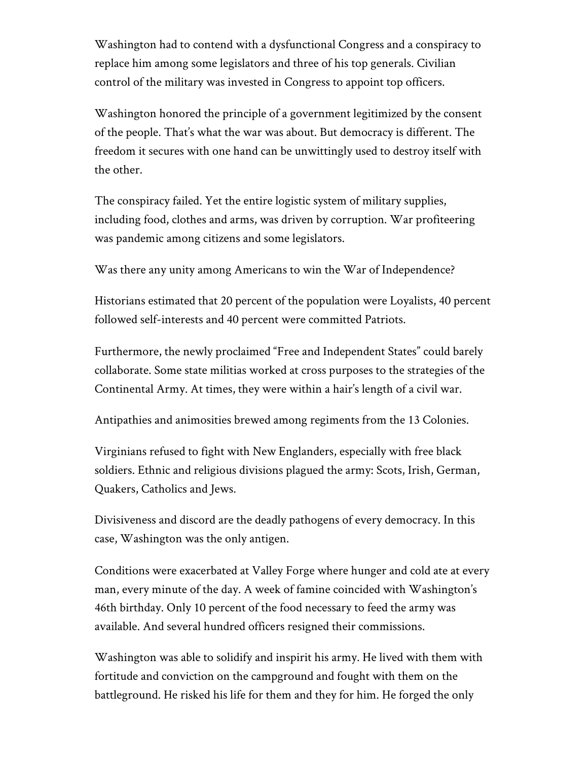Washington had to contend with a dysfunctional Congress and a conspiracy to replace him among some legislators and three of his top generals. Civilian control of the military was invested in Congress to appoint top officers.

Washington honored the principle of a government legitimized by the consent of the people. That's what the war was about. But democracy is different. The freedom it secures with one hand can be unwittingly used to destroy itself with the other.

The conspiracy failed. Yet the entire logistic system of military supplies, including food, clothes and arms, was driven by corruption. War profiteering was pandemic among citizens and some legislators.

Was there any unity among Americans to win the War of Independence?

Historians estimated that 20 percent of the population were Loyalists, 40 percent followed self-interests and 40 percent were committed Patriots.

Furthermore, the newly proclaimed "Free and Independent States" could barely collaborate. Some state militias worked at cross purposes to the strategies of the Continental Army. At times, they were within a hair's length of a civil war.

Antipathies and animosities brewed among regiments from the 13 Colonies.

Virginians refused to fight with New Englanders, especially with free black soldiers. Ethnic and religious divisions plagued the army: Scots, Irish, German, Quakers, Catholics and Jews.

Divisiveness and discord are the deadly pathogens of every democracy. In this case, Washington was the only antigen.

Conditions were exacerbated at Valley Forge where hunger and cold ate at every man, every minute of the day. A week of famine coincided with Washington's 46th birthday. Only 10 percent of the food necessary to feed the army was available. And several hundred officers resigned their commissions.

Washington was able to solidify and inspirit his army. He lived with them with fortitude and conviction on the campground and fought with them on the battleground. He risked his life for them and they for him. He forged the only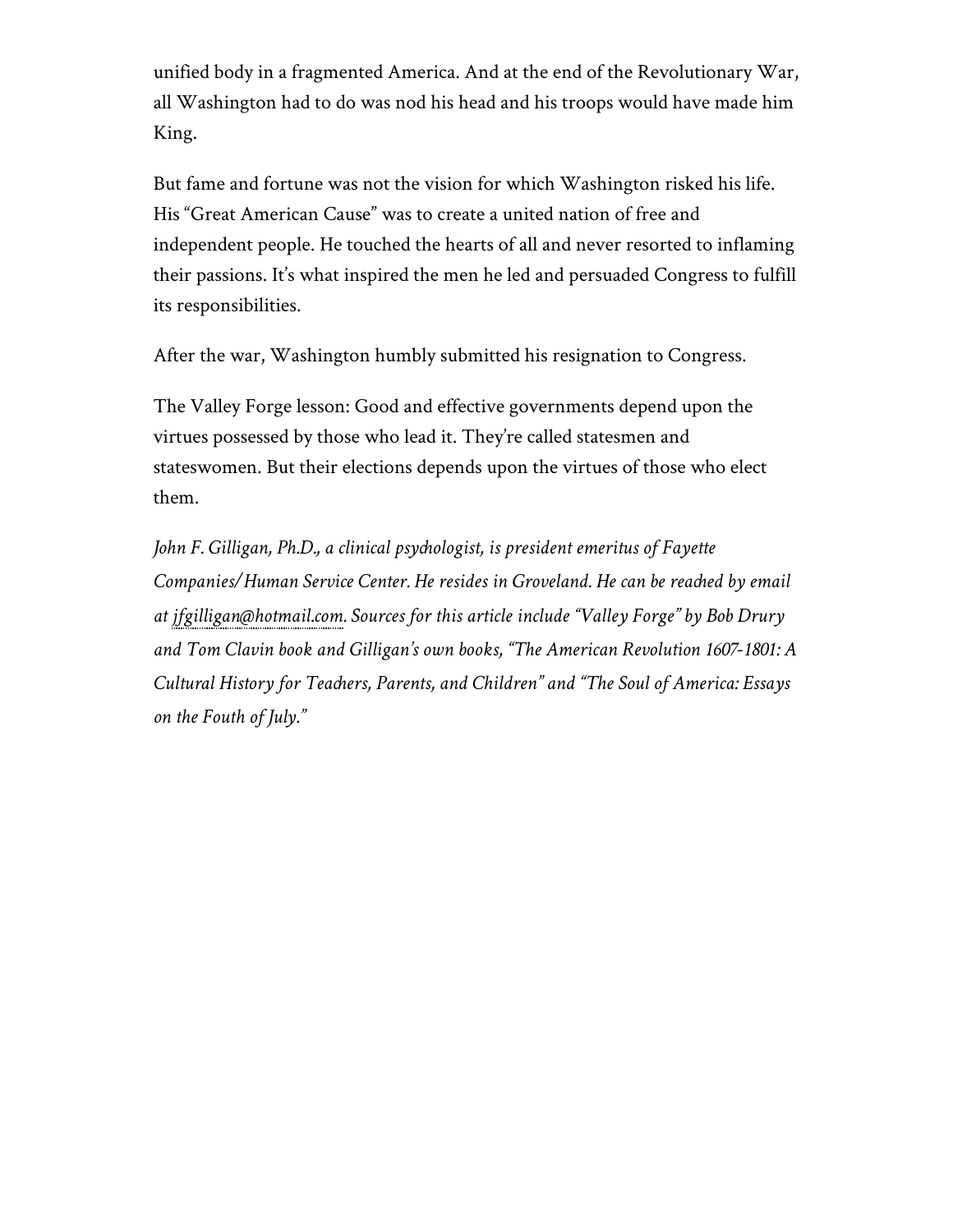unified body in a fragmented America. And at the end of the Revolutionary War, all Washington had to do was nod his head and his troops would have made him King.

But fame and fortune was not the vision for which Washington risked his life. His "Great American Cause" was to create a united nation of free and independent people. He touched the hearts of all and never resorted to inflaming their passions. It's what inspired the men he led and persuaded Congress to fulfill its responsibilities.

After the war, Washington humbly submitted his resignation to Congress.

The Valley Forge lesson: Good and effective governments depend upon the virtues possessed by those who lead it. They're called statesmen and stateswomen. But their elections depends upon the virtues of those who elect them.

*John F. Gilligan, Ph.D., a clinical psychologist, is president emeritus of Fayette Companies/Human Service Center. He resides in Groveland. He can be reached by email at jfgilligan@hotmail.com. Sources for this article include "Valley Forge" by Bob Drury and Tom Clavin book and Gilligan's own books, "The American Revolution 1607-1801: A Cultural History for Teachers, Parents, and Children" and "The Soul of America: Essays on the Fouth of July."*